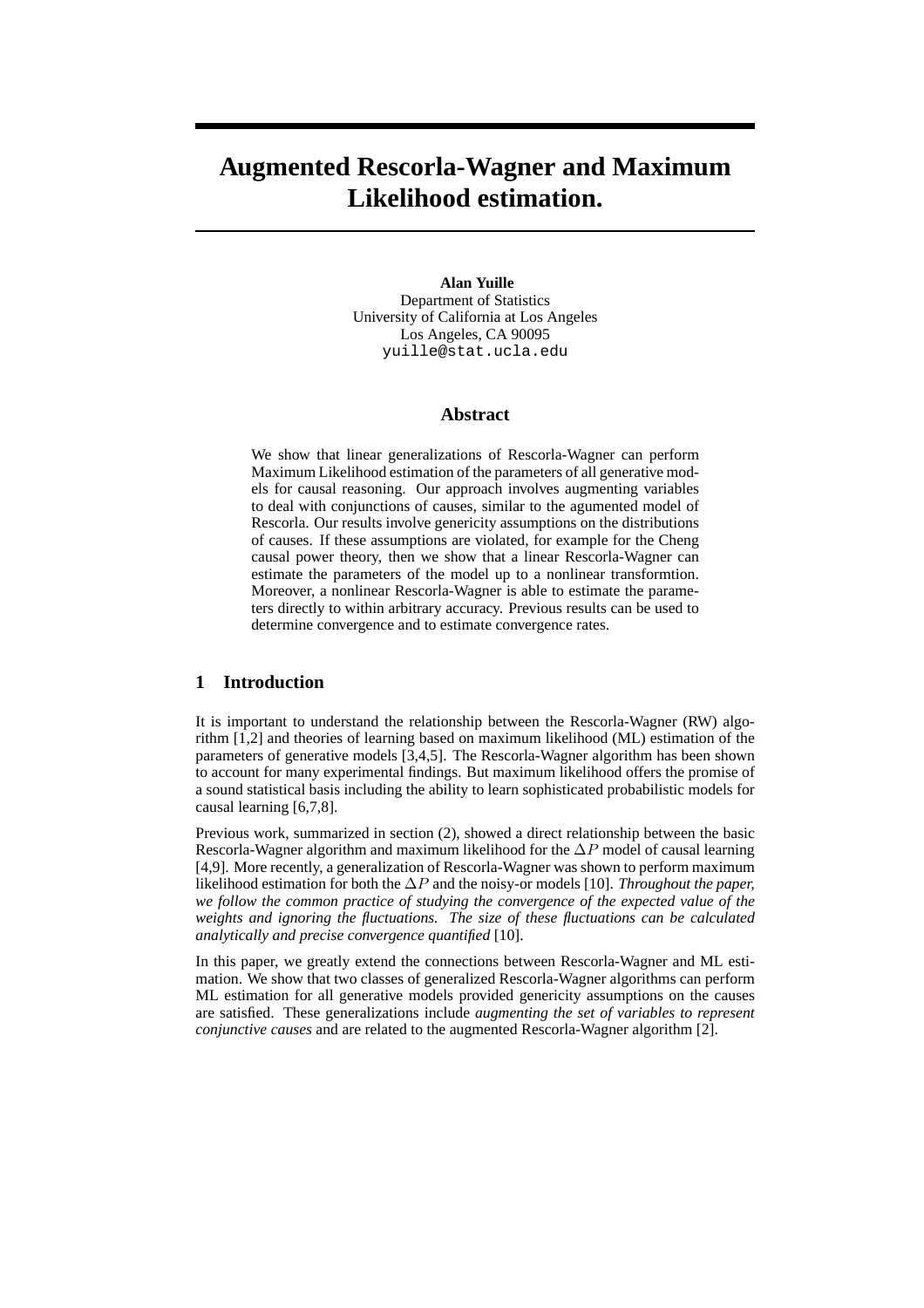# Augmented Rescorla-Wagner and Maximum Likelihood estimation.

**Alan Yuille**
Department of Statistics
University of California at Los Angeles
Los Angeles, CA 90095
yuille@stat.ucla.edu

## Abstract

We show that linear generalizations of Rescorla-Wagner can perform Maximum Likelihood estimation of the parameters of all generative models for causal reasoning. Our approach involves augmenting variables to deal with conjunctions of causes, similar to the agumented model of Rescorla. Our results involve genericity assumptions on the distributions of causes. If these assumptions are violated, for example for the Cheng causal power theory, then we show that a linear Rescorla-Wagner can estimate the parameters of the model up to a nonlinear transformtion. Moreover, a nonlinear Rescorla-Wagner is able to estimate the parameters directly to within arbitrary accuracy. Previous results can be used to determine convergence and to estimate convergence rates.

## 1 Introduction

It is important to understand the relationship between the Rescorla-Wagner (RW) algorithm [1,2] and theories of learning based on maximum likelihood (ML) estimation of the parameters of generative models [3,4,5]. The Rescorla-Wagner algorithm has been shown to account for many experimental findings. But maximum likelihood offers the promise of a sound statistical basis including the ability to learn sophisticated probabilistic models for causal learning [6,7,8].

Previous work, summarized in section (2), showed a direct relationship between the basic Rescorla-Wagner algorithm and maximum likelihood for the $\Delta P$ model of causal learning [4,9]. More recently, a generalization of Rescorla-Wagner was shown to perform maximum likelihood estimation for both the $\Delta P$ and the noisy-or models [10]. *Throughout the paper, we follow the common practice of studying the convergence of the expected value of the weights and ignoring the fluctuations. The size of these fluctuations can be calculated analytically and precise convergence quantified* [10].

In this paper, we greatly extend the connections between Rescorla-Wagner and ML estimation. We show that two classes of generalized Rescorla-Wagner algorithms can perform ML estimation for all generative models provided genericity assumptions on the causes are satisfied. These generalizations include *augmenting the set of variables to represent conjunctive causes* and are related to the augmented Rescorla-Wagner algorithm [2].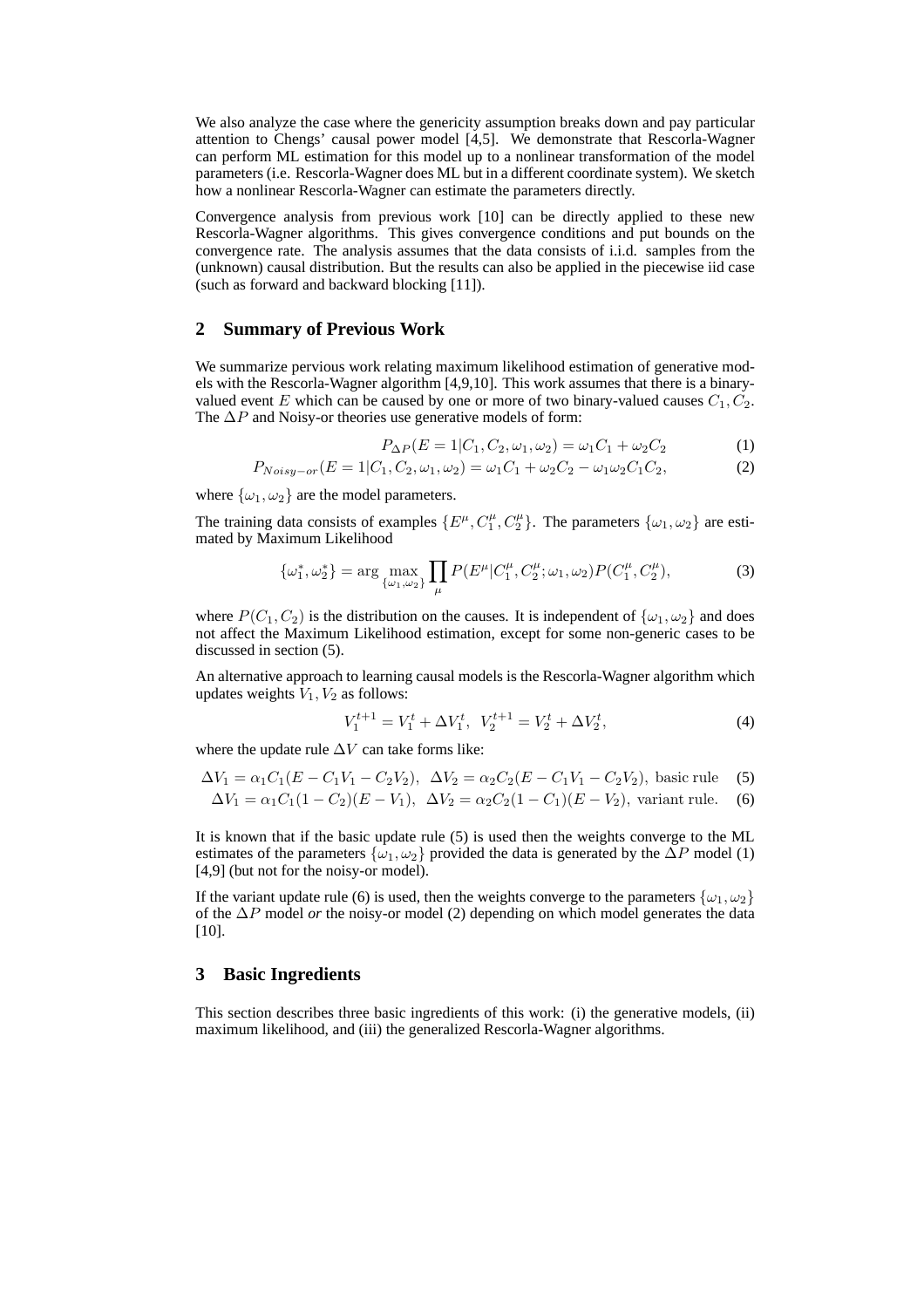We also analyze the case where the genericity assumption breaks down and pay particular attention to Chengs' causal power model [4,5]. We demonstrate that Rescorla-Wagner can perform ML estimation for this model up to a nonlinear transformation of the model parameters (i.e. Rescorla-Wagner does ML but in a different coordinate system). We sketch how a nonlinear Rescorla-Wagner can estimate the parameters directly.

Convergence analysis from previous work [10] can be directly applied to these new Rescorla-Wagner algorithms. This gives convergence conditions and put bounds on the convergence rate. The analysis assumes that the data consists of i.i.d. samples from the (unknown) causal distribution. But the results can also be applied in the piecewise iid case (such as forward and backward blocking [11]).

## 2 Summary of Previous Work

We summarize pervious work relating maximum likelihood estimation of generative models with the Rescorla-Wagner algorithm [4,9,10]. This work assumes that there is a binary-valued event $E$ which can be caused by one or more of two binary-valued causes $C_1, C_2$. The $\Delta P$ and Noisy-or theories use generative models of form:

$$P_{\Delta P}(E = 1|C_1, C_2, \omega_1, \omega_2) = \omega_1 C_1 + \omega_2 C_2 \quad (1)$$

$$P_{Noisy-or}(E = 1|C_1, C_2, \omega_1, \omega_2) = \omega_1 C_1 + \omega_2 C_2 - \omega_1 \omega_2 C_1 C_2, \quad (2)$$

where $\{\omega_1, \omega_2\}$ are the model parameters.

The training data consists of examples $\{E^\mu, C_1^\mu, C_2^\mu\}$. The parameters $\{\omega_1, \omega_2\}$ are estimated by Maximum Likelihood

$$\{\omega_1^*, \omega_2^*\} = \arg \max_{\{\omega_1, \omega_2\}} \prod_\mu P(E^\mu|C_1^\mu, C_2^\mu; \omega_1, \omega_2) P(C_1^\mu, C_2^\mu), \quad (3)$$

where $P(C_1, C_2)$ is the distribution on the causes. It is independent of $\{\omega_1, \omega_2\}$ and does not affect the Maximum Likelihood estimation, except for some non-generic cases to be discussed in section (5).

An alternative approach to learning causal models is the Rescorla-Wagner algorithm which updates weights $V_1, V_2$ as follows:

$$V_1^{t+1} = V_1^t + \Delta V_1^t, \;\; V_2^{t+1} = V_2^t + \Delta V_2^t, \quad (4)$$

where the update rule $\Delta V$ can take forms like:

$$\Delta V_1 = \alpha_1 C_1 (E - C_1 V_1 - C_2 V_2), \;\; \Delta V_2 = \alpha_2 C_2 (E - C_1 V_1 - C_2 V_2), \text{ basic rule} \quad (5)$$

$$\Delta V_1 = \alpha_1 C_1 (1 - C_2)(E - V_1), \;\; \Delta V_2 = \alpha_2 C_2 (1 - C_1)(E - V_2), \text{ variant rule.} \quad (6)$$

It is known that if the basic update rule (5) is used then the weights converge to the ML estimates of the parameters $\{\omega_1, \omega_2\}$ provided the data is generated by the $\Delta P$ model (1) [4,9] (but not for the noisy-or model).

If the variant update rule (6) is used, then the weights converge to the parameters $\{\omega_1, \omega_2\}$ of the $\Delta P$ model *or* the noisy-or model (2) depending on which model generates the data [10].

## 3 Basic Ingredients

This section describes three basic ingredients of this work: (i) the generative models, (ii) maximum likelihood, and (iii) the generalized Rescorla-Wagner algorithms.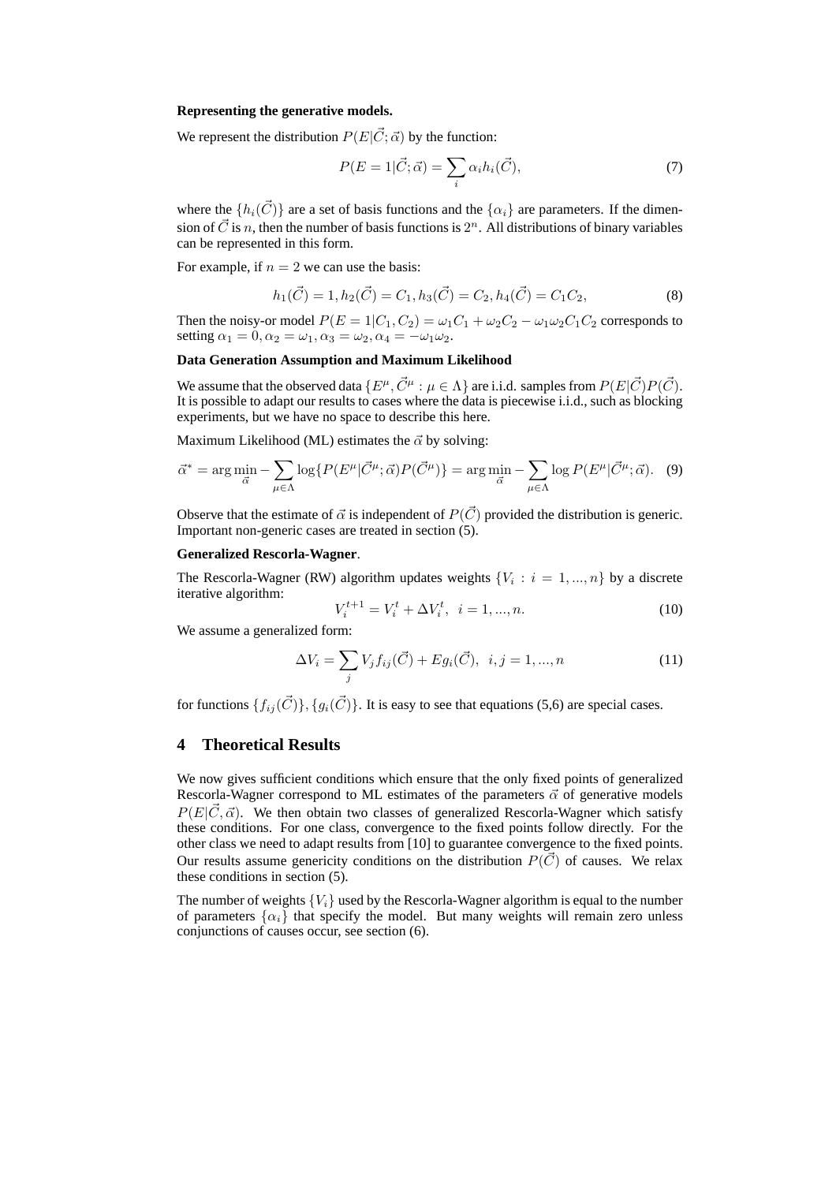**Representing the generative models.**

We represent the distribution $P(E|\vec{C};\vec{\alpha})$ by the function:

$$P(E=1|\vec{C};\vec{\alpha}) = \sum_i \alpha_i h_i(\vec{C}), \tag{7}$$

where the $\{h_i(\vec{C})\}$ are a set of basis functions and the $\{\alpha_i\}$ are parameters. If the dimension of $\vec{C}$ is $n$, then the number of basis functions is $2^n$. All distributions of binary variables can be represented in this form.

For example, if $n = 2$ we can use the basis:

$$h_1(\vec{C}) = 1, h_2(\vec{C}) = C_1, h_3(\vec{C}) = C_2, h_4(\vec{C}) = C_1 C_2, \tag{8}$$

Then the noisy-or model $P(E=1|C_1, C_2) = \omega_1 C_1 + \omega_2 C_2 - \omega_1 \omega_2 C_1 C_2$ corresponds to setting $\alpha_1 = 0, \alpha_2 = \omega_1, \alpha_3 = \omega_2, \alpha_4 = -\omega_1 \omega_2$.

**Data Generation Assumption and Maximum Likelihood**

We assume that the observed data $\{E^\mu, \vec{C}^\mu : \mu \in \Lambda\}$ are i.i.d. samples from $P(E|\vec{C})P(\vec{C})$. It is possible to adapt our results to cases where the data is piecewise i.i.d., such as blocking experiments, but we have no space to describe this here.

Maximum Likelihood (ML) estimates the $\vec{\alpha}$ by solving:

$$\vec{\alpha}^* = \arg\min_{\vec{\alpha}} - \sum_{\mu \in \Lambda} \log\{P(E^\mu|\vec{C}^\mu;\vec{\alpha})P(\vec{C}^\mu)\} = \arg\min_{\vec{\alpha}} - \sum_{\mu \in \Lambda} \log P(E^\mu|\vec{C}^\mu;\vec{\alpha}). \tag{9}$$

Observe that the estimate of $\vec{\alpha}$ is independent of $P(\vec{C})$ provided the distribution is generic. Important non-generic cases are treated in section (5).

**Generalized Rescorla-Wagner**.

The Rescorla-Wagner (RW) algorithm updates weights $\{V_i : i = 1, ..., n\}$ by a discrete iterative algorithm:

$$V_i^{t+1} = V_i^t + \Delta V_i^t, \ \ i = 1, ..., n. \tag{10}$$

We assume a generalized form:

$$\Delta V_i = \sum_j V_j f_{ij}(\vec{C}) + E g_i(\vec{C}), \ \ i, j = 1, ..., n \tag{11}$$

for functions $\{f_{ij}(\vec{C})\}, \{g_i(\vec{C})\}$. It is easy to see that equations (5,6) are special cases.

## 4 Theoretical Results

We now gives sufficient conditions which ensure that the only fixed points of generalized Rescorla-Wagner correspond to ML estimates of the parameters $\vec{\alpha}$ of generative models $P(E|\vec{C},\vec{\alpha})$. We then obtain two classes of generalized Rescorla-Wagner which satisfy these conditions. For one class, convergence to the fixed points follow directly. For the other class we need to adapt results from [10] to guarantee convergence to the fixed points. Our results assume genericity conditions on the distribution $P(\vec{C})$ of causes. We relax these conditions in section (5).

The number of weights $\{V_i\}$ used by the Rescorla-Wagner algorithm is equal to the number of parameters $\{\alpha_i\}$ that specify the model. But many weights will remain zero unless conjunctions of causes occur, see section (6).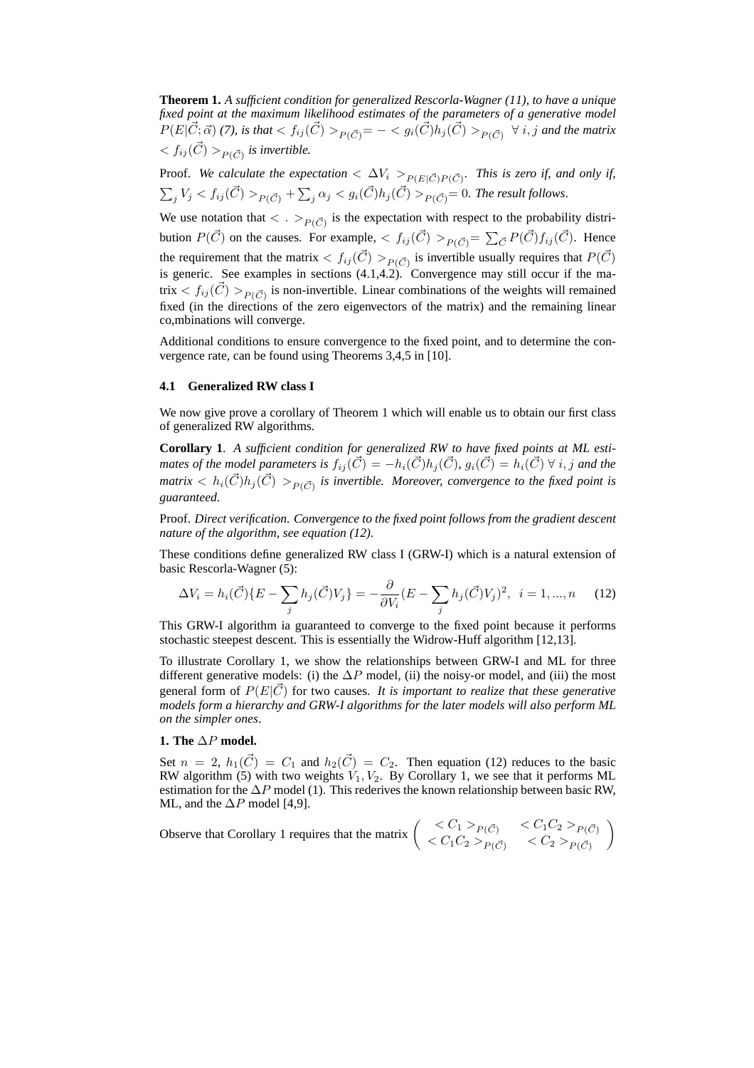**Theorem 1.** *A sufficient condition for generalized Rescorla-Wagner (11), to have a unique fixed point at the maximum likelihood estimates of the parameters of a generative model $P(E|\vec{C};\vec{\alpha})$ (7), is that $< f_{ij}(\vec{C}) >_{P(\vec{C})} = - < g_i(\vec{C}) h_j(\vec{C}) >_{P(\vec{C})} \ \forall \, i,j$ and the matrix $< f_{ij}(\vec{C}) >_{P(\vec{C})}$ is invertible.*

Proof. *We calculate the expectation $< \Delta V_i >_{P(E|\vec{C})P(\vec{C})}$. This is zero if, and only if, $\sum_j V_j < f_{ij}(\vec{C}) >_{P(\vec{C})} + \sum_j \alpha_j < g_i(\vec{C}) h_j(\vec{C}) >_{P(\vec{C})} = 0$. The result follows.*

We use notation that $< . >_{P(\vec{C})}$ is the expectation with respect to the probability distribution $P(\vec{C})$ on the causes. For example, $< f_{ij}(\vec{C}) >_{P(\vec{C})} = \sum_{\vec{C}} P(\vec{C}) f_{ij}(\vec{C})$. Hence the requirement that the matrix $< f_{ij}(\vec{C}) >_{P(\vec{C})}$ is invertible usually requires that $P(\vec{C})$ is generic. See examples in sections (4.1,4.2). Convergence may still occur if the matrix $< f_{ij}(\vec{C}) >_{P(\vec{C})}$ is non-invertible. Linear combinations of the weights will remained fixed (in the directions of the zero eigenvectors of the matrix) and the remaining linear co,mbinations will converge.

Additional conditions to ensure convergence to the fixed point, and to determine the convergence rate, can be found using Theorems 3,4,5 in [10].

### 4.1 Generalized RW class I

We now give prove a corollary of Theorem 1 which will enable us to obtain our first class of generalized RW algorithms.

**Corollary 1**. *A sufficient condition for generalized RW to have fixed points at ML estimates of the model parameters is $f_{ij}(\vec{C}) = -h_i(\vec{C}) h_j(\vec{C})$, $g_i(\vec{C}) = h_i(\vec{C}) \ \forall \, i,j$ and the matrix $< h_i(\vec{C}) h_j(\vec{C}) >_{P(\vec{C})}$ is invertible. Moreover, convergence to the fixed point is guaranteed.*

Proof. *Direct verification. Convergence to the fixed point follows from the gradient descent nature of the algorithm, see equation (12).*

These conditions define generalized RW class I (GRW-I) which is a natural extension of basic Rescorla-Wagner (5):

$$\Delta V_i = h_i(\vec{C}) \{ E - \sum_j h_j(\vec{C}) V_j \} = -\frac{\partial}{\partial V_i} (E - \sum_j h_j(\vec{C}) V_j)^2, \ \ i = 1, ..., n \qquad (12)$$

This GRW-I algorithm ia guaranteed to converge to the fixed point because it performs stochastic steepest descent. This is essentially the Widrow-Huff algorithm [12,13].

To illustrate Corollary 1, we show the relationships between GRW-I and ML for three different generative models: (i) the $\Delta P$ model, (ii) the noisy-or model, and (iii) the most general form of $P(E|\vec{C})$ for two causes. *It is important to realize that these generative models form a hierarchy and GRW-I algorithms for the later models will also perform ML on the simpler ones*.

**1. The $\Delta P$ model.**

Set $n = 2$, $h_1(\vec{C}) = C_1$ and $h_2(\vec{C}) = C_2$. Then equation (12) reduces to the basic RW algorithm (5) with two weights $V_1, V_2$. By Corollary 1, we see that it performs ML estimation for the $\Delta P$ model (1). This rederives the known relationship between basic RW, ML, and the $\Delta P$ model [4,9].

Observe that Corollary 1 requires that the matrix $\begin{pmatrix} < C_1 >_{P(\vec{C})} & < C_1 C_2 >_{P(\vec{C})} \\ < C_1 C_2 >_{P(\vec{C})} & < C_2 >_{P(\vec{C})} \end{pmatrix}$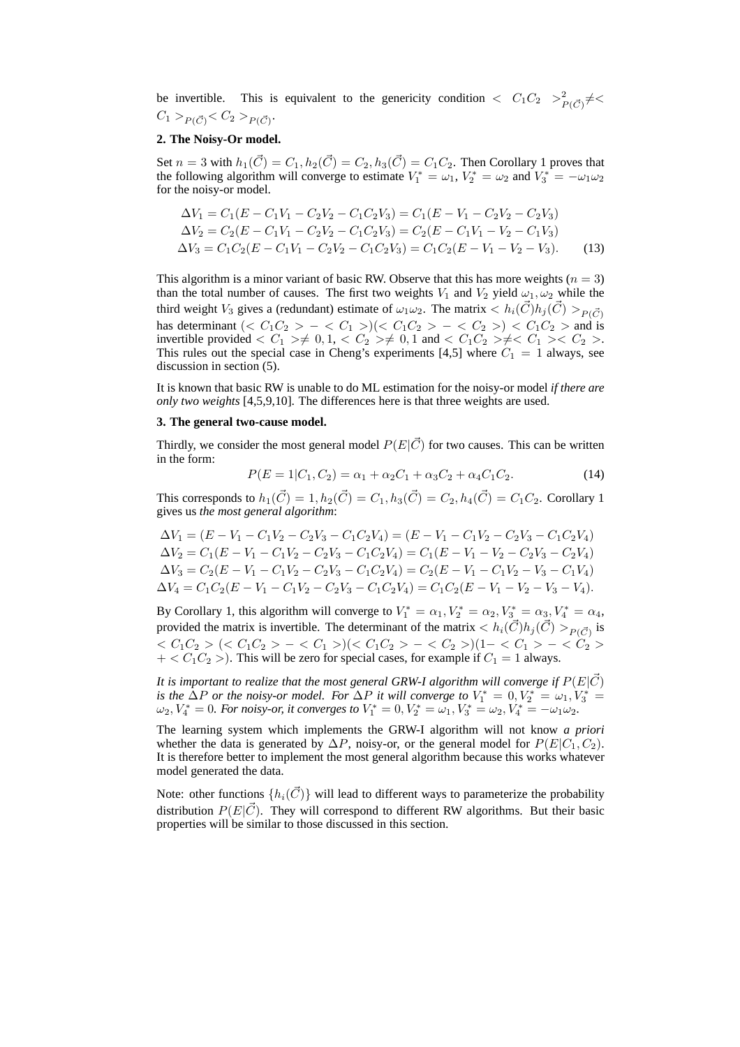be invertible. This is equivalent to the genericity condition $< C_1 C_2 >^2_{P(\vec{C})} \neq < C_1 >_{P(\vec{C})} < C_2 >_{P(\vec{C})}$.

**2. The Noisy-Or model.**

Set $n = 3$ with $h_1(\vec{C}) = C_1, h_2(\vec{C}) = C_2, h_3(\vec{C}) = C_1 C_2$. Then Corollary 1 proves that the following algorithm will converge to estimate $V_1^* = \omega_1$, $V_2^* = \omega_2$ and $V_3^* = -\omega_1 \omega_2$ for the noisy-or model.

$$
\begin{aligned}
\Delta V_1 &= C_1(E - C_1 V_1 - C_2 V_2 - C_1 C_2 V_3) = C_1(E - V_1 - C_2 V_2 - C_2 V_3) \\
\Delta V_2 &= C_2(E - C_1 V_1 - C_2 V_2 - C_1 C_2 V_3) = C_2(E - C_1 V_1 - V_2 - C_1 V_3) \\
\Delta V_3 &= C_1 C_2(E - C_1 V_1 - C_2 V_2 - C_1 C_2 V_3) = C_1 C_2(E - V_1 - V_2 - V_3).
\end{aligned}
\tag{13}
$$

This algorithm is a minor variant of basic RW. Observe that this has more weights ($n = 3$) than the total number of causes. The first two weights $V_1$ and $V_2$ yield $\omega_1, \omega_2$ while the third weight $V_3$ gives a (redundant) estimate of $\omega_1 \omega_2$. The matrix $< h_i(\vec{C}) h_j(\vec{C}) >_{P(\vec{C})}$ has determinant $(< C_1 C_2 > - < C_1 >)(< C_1 C_2 > - < C_2 >) < C_1 C_2 >$ and is invertible provided $< C_1 > \neq 0, 1$, $< C_2 > \neq 0, 1$ and $< C_1 C_2 > \neq < C_1 >< C_2 >$. This rules out the special case in Cheng's experiments [4,5] where $C_1 = 1$ always, see discussion in section (5).

It is known that basic RW is unable to do ML estimation for the noisy-or model *if there are only two weights* [4,5,9,10]. The differences here is that three weights are used.

**3. The general two-cause model.**

Thirdly, we consider the most general model $P(E|\vec{C})$ for two causes. This can be written in the form:

$$
P(E = 1|C_1, C_2) = \alpha_1 + \alpha_2 C_1 + \alpha_3 C_2 + \alpha_4 C_1 C_2. \tag{14}
$$

This corresponds to $h_1(\vec{C}) = 1, h_2(\vec{C}) = C_1, h_3(\vec{C}) = C_2, h_4(\vec{C}) = C_1 C_2$. Corollary 1 gives us *the most general algorithm*:

$$
\begin{aligned}
\Delta V_1 &= (E - V_1 - C_1 V_2 - C_2 V_3 - C_1 C_2 V_4) = (E - V_1 - C_1 V_2 - C_2 V_3 - C_1 C_2 V_4) \\
\Delta V_2 &= C_1(E - V_1 - C_1 V_2 - C_2 V_3 - C_1 C_2 V_4) = C_1(E - V_1 - V_2 - C_2 V_3 - C_2 V_4) \\
\Delta V_3 &= C_2(E - V_1 - C_1 V_2 - C_2 V_3 - C_1 C_2 V_4) = C_2(E - V_1 - C_1 V_2 - V_3 - C_1 V_4) \\
\Delta V_4 &= C_1 C_2(E - V_1 - C_1 V_2 - C_2 V_3 - C_1 C_2 V_4) = C_1 C_2(E - V_1 - V_2 - V_3 - V_4).
\end{aligned}
$$

By Corollary 1, this algorithm will converge to $V_1^* = \alpha_1, V_2^* = \alpha_2, V_3^* = \alpha_3, V_4^* = \alpha_4$, provided the matrix is invertible. The determinant of the matrix $< h_i(\vec{C}) h_j(\vec{C}) >_{P(\vec{C})}$ is $< C_1 C_2 > (< C_1 C_2 > - < C_1 >)(< C_1 C_2 > - < C_2 >)(1 - < C_1 > - < C_2 > + < C_1 C_2 >)$. This will be zero for special cases, for example if $C_1 = 1$ always.

*It is important to realize that the most general GRW-I algorithm will converge if $P(E|\vec{C})$ is the $\Delta P$ or the noisy-or model. For $\Delta P$ it will converge to $V_1^* = 0, V_2^* = \omega_1, V_3^* = \omega_2, V_4^* = 0$. For noisy-or, it converges to $V_1^* = 0, V_2^* = \omega_1, V_3^* = \omega_2, V_4^* = -\omega_1 \omega_2$.*

The learning system which implements the GRW-I algorithm will not know *a priori* whether the data is generated by $\Delta P$, noisy-or, or the general model for $P(E|C_1, C_2)$. It is therefore better to implement the most general algorithm because this works whatever model generated the data.

Note: other functions $\{h_i(\vec{C})\}$ will lead to different ways to parameterize the probability distribution $P(E|\vec{C})$. They will correspond to different RW algorithms. But their basic properties will be similar to those discussed in this section.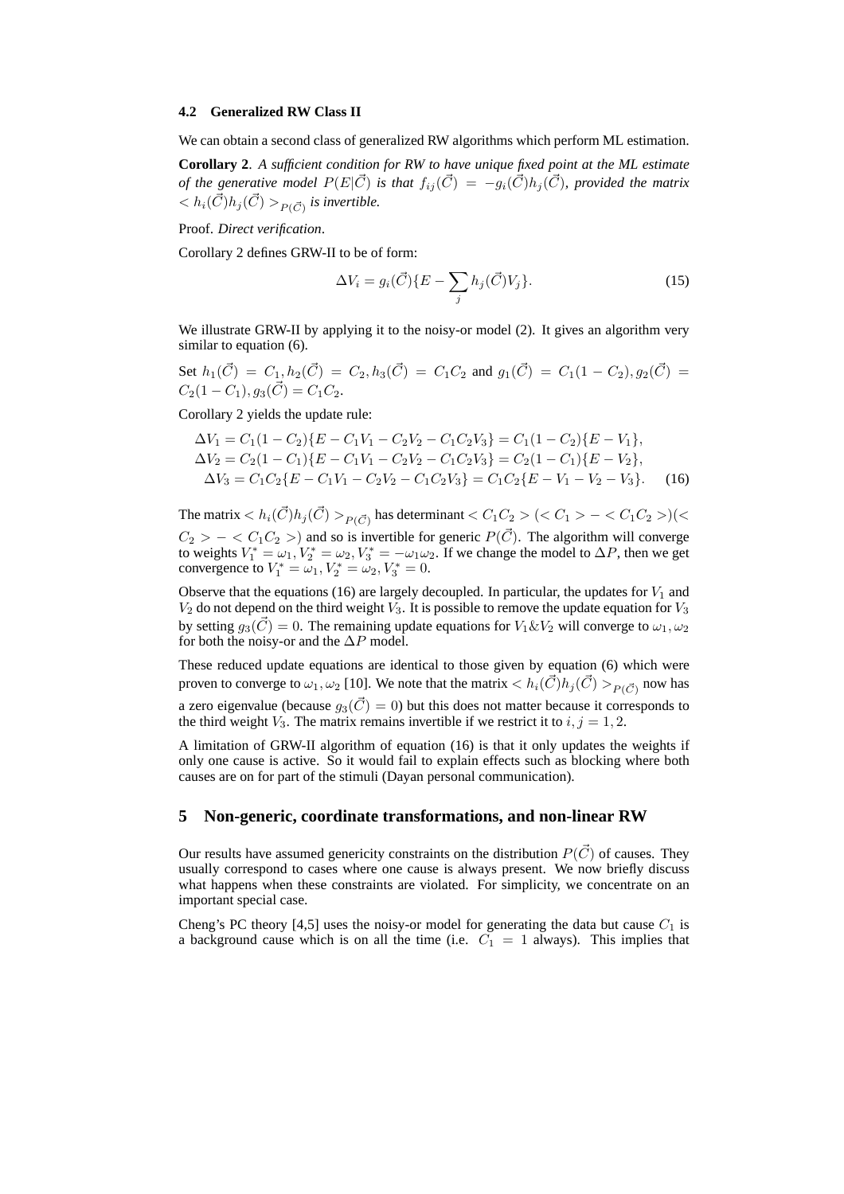### 4.2 Generalized RW Class II

We can obtain a second class of generalized RW algorithms which perform ML estimation.

**Corollary 2**. *A sufficient condition for RW to have unique fixed point at the ML estimate of the generative model $P(E|\vec{C})$ is that $f_{ij}(\vec{C}) = -g_i(\vec{C})h_j(\vec{C})$, provided the matrix $< h_i(\vec{C})h_j(\vec{C}) >_{P(\vec{C})}$ is invertible.*

Proof. *Direct verification*.

Corollary 2 defines GRW-II to be of form:

$$\Delta V_i = g_i(\vec{C})\{E - \sum_j h_j(\vec{C})V_j\}. \tag{15}$$

We illustrate GRW-II by applying it to the noisy-or model (2). It gives an algorithm very similar to equation (6).

Set $h_1(\vec{C}) = C_1, h_2(\vec{C}) = C_2, h_3(\vec{C}) = C_1C_2$ and $g_1(\vec{C}) = C_1(1-C_2), g_2(\vec{C}) = C_2(1-C_1), g_3(\vec{C}) = C_1C_2$.

Corollary 2 yields the update rule:

$$\begin{aligned}
\Delta V_1 &= C_1(1-C_2)\{E - C_1V_1 - C_2V_2 - C_1C_2V_3\} = C_1(1-C_2)\{E - V_1\}, \\
\Delta V_2 &= C_2(1-C_1)\{E - C_1V_1 - C_2V_2 - C_1C_2V_3\} = C_2(1-C_1)\{E - V_2\}, \\
\Delta V_3 &= C_1C_2\{E - C_1V_1 - C_2V_2 - C_1C_2V_3\} = C_1C_2\{E - V_1 - V_2 - V_3\}.
\end{aligned} \tag{16}$$

The matrix $< h_i(\vec{C})h_j(\vec{C}) >_{P(\vec{C})}$ has determinant $< C_1C_2 > (< C_1 > - < C_1C_2 >)(< C_2 > - < C_1C_2 >)$ and so is invertible for generic $P(\vec{C})$. The algorithm will converge to weights $V_1^* = \omega_1, V_2^* = \omega_2, V_3^* = -\omega_1\omega_2$. If we change the model to $\Delta P$, then we get convergence to $V_1^* = \omega_1, V_2^* = \omega_2, V_3^* = 0$.

Observe that the equations (16) are largely decoupled. In particular, the updates for $V_1$ and $V_2$ do not depend on the third weight $V_3$. It is possible to remove the update equation for $V_3$ by setting $g_3(\vec{C}) = 0$. The remaining update equations for $V_1 \& V_2$ will converge to $\omega_1, \omega_2$ for both the noisy-or and the $\Delta P$ model.

These reduced update equations are identical to those given by equation (6) which were proven to converge to $\omega_1, \omega_2$ [10]. We note that the matrix $< h_i(\vec{C})h_j(\vec{C}) >_{P(\vec{C})}$ now has a zero eigenvalue (because $g_3(\vec{C}) = 0$) but this does not matter because it corresponds to the third weight $V_3$. The matrix remains invertible if we restrict it to $i, j = 1, 2$.

A limitation of GRW-II algorithm of equation (16) is that it only updates the weights if only one cause is active. So it would fail to explain effects such as blocking where both causes are on for part of the stimuli (Dayan personal communication).

## 5 Non-generic, coordinate transformations, and non-linear RW

Our results have assumed genericity constraints on the distribution $P(\vec{C})$ of causes. They usually correspond to cases where one cause is always present. We now briefly discuss what happens when these constraints are violated. For simplicity, we concentrate on an important special case.

Cheng's PC theory [4,5] uses the noisy-or model for generating the data but cause $C_1$ is a background cause which is on all the time (i.e. $C_1 = 1$ always). This implies that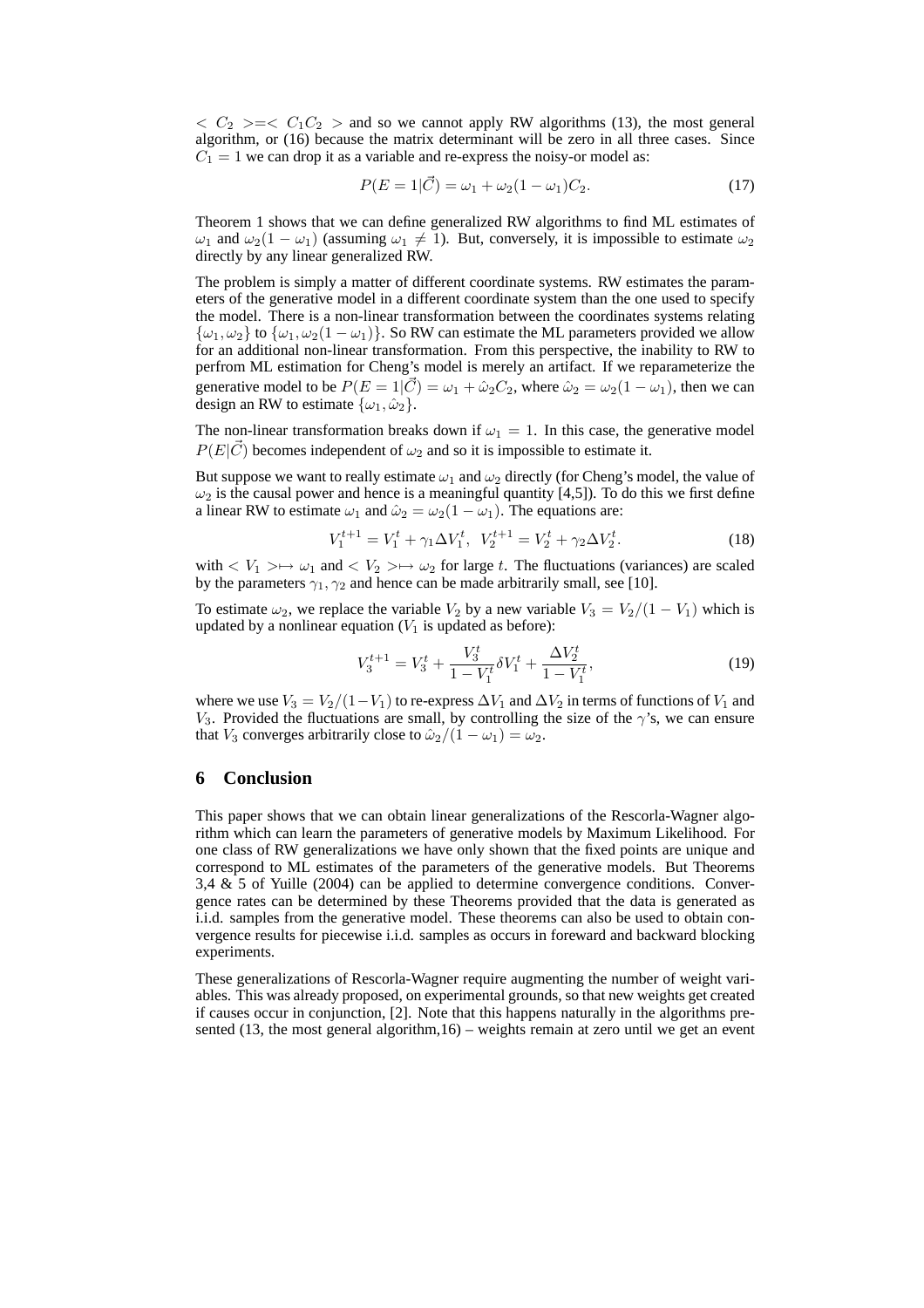$< C_2 >=< C_1 C_2 >$ and so we cannot apply RW algorithms (13), the most general algorithm, or (16) because the matrix determinant will be zero in all three cases. Since $C_1 = 1$ we can drop it as a variable and re-express the noisy-or model as:

$$P(E = 1|\vec{C}) = \omega_1 + \omega_2(1 - \omega_1)C_2. \tag{17}$$

Theorem 1 shows that we can define generalized RW algorithms to find ML estimates of $\omega_1$ and $\omega_2(1 - \omega_1)$ (assuming $\omega_1 \neq 1$). But, conversely, it is impossible to estimate $\omega_2$ directly by any linear generalized RW.

The problem is simply a matter of different coordinate systems. RW estimates the parameters of the generative model in a different coordinate system than the one used to specify the model. There is a non-linear transformation between the coordinates systems relating $\{\omega_1, \omega_2\}$ to $\{\omega_1, \omega_2(1 - \omega_1)\}$. So RW can estimate the ML parameters provided we allow for an additional non-linear transformation. From this perspective, the inability to RW to perfrom ML estimation for Cheng's model is merely an artifact. If we reparameterize the generative model to be $P(E = 1|\vec{C}) = \omega_1 + \hat{\omega}_2 C_2$, where $\hat{\omega}_2 = \omega_2(1 - \omega_1)$, then we can design an RW to estimate $\{\omega_1, \hat{\omega}_2\}$.

The non-linear transformation breaks down if $\omega_1 = 1$. In this case, the generative model $P(E|\vec{C})$ becomes independent of $\omega_2$ and so it is impossible to estimate it.

But suppose we want to really estimate $\omega_1$ and $\omega_2$ directly (for Cheng's model, the value of $\omega_2$ is the causal power and hence is a meaningful quantity [4,5]). To do this we first define a linear RW to estimate $\omega_1$ and $\hat{\omega}_2 = \omega_2(1 - \omega_1)$. The equations are:

$$V_1^{t+1} = V_1^t + \gamma_1 \Delta V_1^t, \;\; V_2^{t+1} = V_2^t + \gamma_2 \Delta V_2^t. \tag{18}$$

with $< V_1 > \mapsto \omega_1$ and $< V_2 > \mapsto \omega_2$ for large $t$. The fluctuations (variances) are scaled by the parameters $\gamma_1, \gamma_2$ and hence can be made arbitrarily small, see [10].

To estimate $\omega_2$, we replace the variable $V_2$ by a new variable $V_3 = V_2/(1 - V_1)$ which is updated by a nonlinear equation ($V_1$ is updated as before):

$$V_3^{t+1} = V_3^t + \frac{V_3^t}{1 - V_1^t}\delta V_1^t + \frac{\Delta V_2^t}{1 - V_1^t}, \tag{19}$$

where we use $V_3 = V_2/(1 - V_1)$ to re-express $\Delta V_1$ and $\Delta V_2$ in terms of functions of $V_1$ and $V_3$. Provided the fluctuations are small, by controlling the size of the $\gamma$'s, we can ensure that $V_3$ converges arbitrarily close to $\hat{\omega}_2/(1 - \omega_1) = \omega_2$.

## 6 Conclusion

This paper shows that we can obtain linear generalizations of the Rescorla-Wagner algorithm which can learn the parameters of generative models by Maximum Likelihood. For one class of RW generalizations we have only shown that the fixed points are unique and correspond to ML estimates of the parameters of the generative models. But Theorems 3,4 & 5 of Yuille (2004) can be applied to determine convergence conditions. Convergence rates can be determined by these Theorems provided that the data is generated as i.i.d. samples from the generative model. These theorems can also be used to obtain convergence results for piecewise i.i.d. samples as occurs in foreward and backward blocking experiments.

These generalizations of Rescorla-Wagner require augmenting the number of weight variables. This was already proposed, on experimental grounds, so that new weights get created if causes occur in conjunction, [2]. Note that this happens naturally in the algorithms presented (13, the most general algorithm,16) – weights remain at zero until we get an event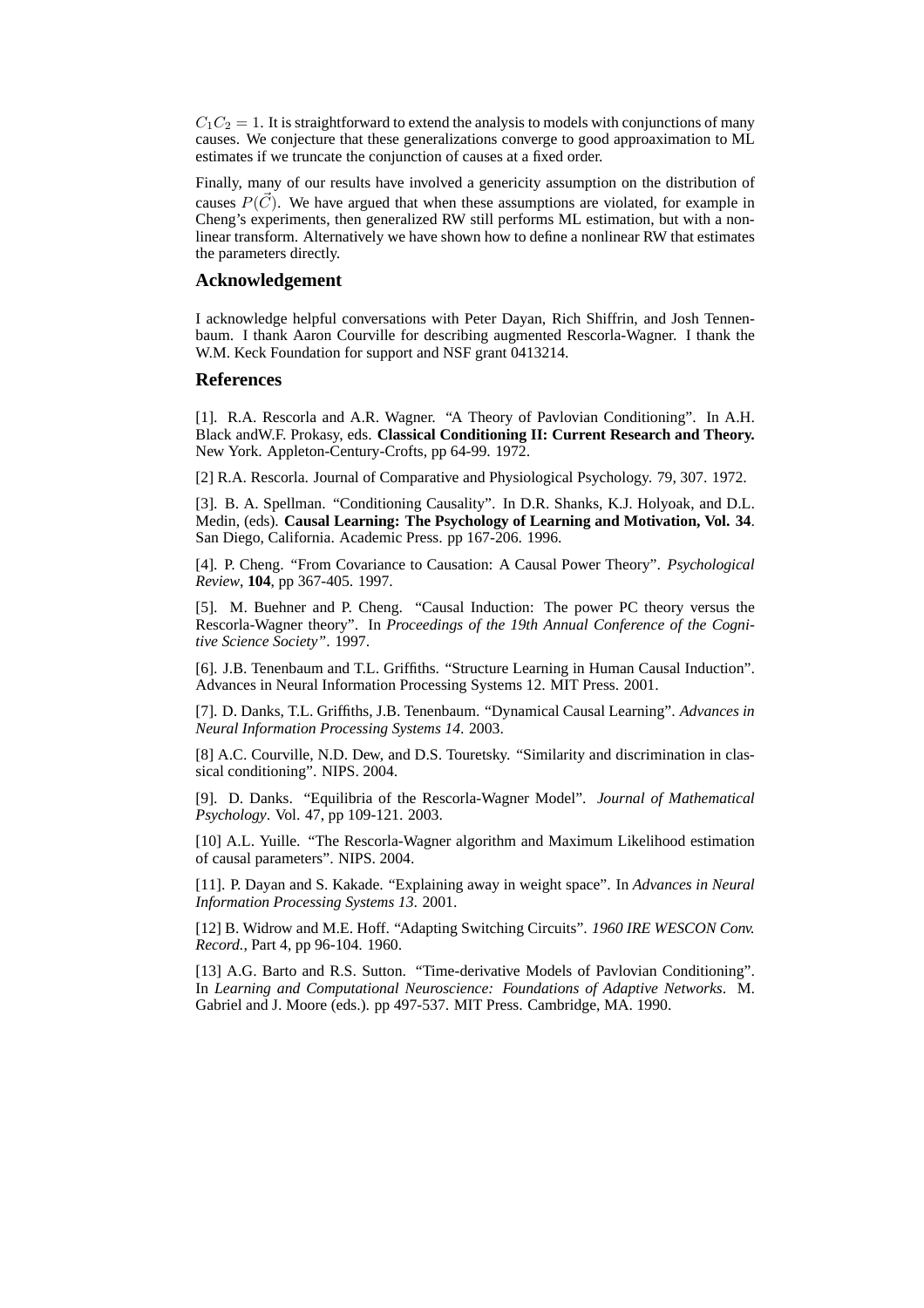$C_1 C_2 = 1$. It is straightforward to extend the analysis to models with conjunctions of many causes. We conjecture that these generalizations converge to good approaximation to ML estimates if we truncate the conjunction of causes at a fixed order.

Finally, many of our results have involved a genericity assumption on the distribution of causes $P(\vec{C})$. We have argued that when these assumptions are violated, for example in Cheng's experiments, then generalized RW still performs ML estimation, but with a non-linear transform. Alternatively we have shown how to define a nonlinear RW that estimates the parameters directly.

## Acknowledgement

I acknowledge helpful conversations with Peter Dayan, Rich Shiffrin, and Josh Tennenbaum. I thank Aaron Courville for describing augmented Rescorla-Wagner. I thank the W.M. Keck Foundation for support and NSF grant 0413214.

## References

[1]. R.A. Rescorla and A.R. Wagner. "A Theory of Pavlovian Conditioning". In A.H. Black andW.F. Prokasy, eds. **Classical Conditioning II: Current Research and Theory.** New York. Appleton-Century-Crofts, pp 64-99. 1972.

[2] R.A. Rescorla. Journal of Comparative and Physiological Psychology. 79, 307. 1972.

[3]. B. A. Spellman. "Conditioning Causality". In D.R. Shanks, K.J. Holyoak, and D.L. Medin, (eds). **Causal Learning: The Psychology of Learning and Motivation, Vol. 34**. San Diego, California. Academic Press. pp 167-206. 1996.

[4]. P. Cheng. "From Covariance to Causation: A Causal Power Theory". *Psychological Review*, **104**, pp 367-405. 1997.

[5]. M. Buehner and P. Cheng. "Causal Induction: The power PC theory versus the Rescorla-Wagner theory". In *Proceedings of the 19th Annual Conference of the Cognitive Science Society"*. 1997.

[6]. J.B. Tenenbaum and T.L. Griffiths. "Structure Learning in Human Causal Induction". Advances in Neural Information Processing Systems 12. MIT Press. 2001.

[7]. D. Danks, T.L. Griffiths, J.B. Tenenbaum. "Dynamical Causal Learning". *Advances in Neural Information Processing Systems 14.* 2003.

[8] A.C. Courville, N.D. Dew, and D.S. Touretsky. "Similarity and discrimination in classical conditioning". NIPS. 2004.

[9]. D. Danks. "Equilibria of the Rescorla-Wagner Model". *Journal of Mathematical Psychology*. Vol. 47, pp 109-121. 2003.

[10] A.L. Yuille. "The Rescorla-Wagner algorithm and Maximum Likelihood estimation of causal parameters". NIPS. 2004.

[11]. P. Dayan and S. Kakade. "Explaining away in weight space". In *Advances in Neural Information Processing Systems 13*. 2001.

[12] B. Widrow and M.E. Hoff. "Adapting Switching Circuits". *1960 IRE WESCON Conv. Record.*, Part 4, pp 96-104. 1960.

[13] A.G. Barto and R.S. Sutton. "Time-derivative Models of Pavlovian Conditioning". In *Learning and Computational Neuroscience: Foundations of Adaptive Networks*. M. Gabriel and J. Moore (eds.). pp 497-537. MIT Press. Cambridge, MA. 1990.